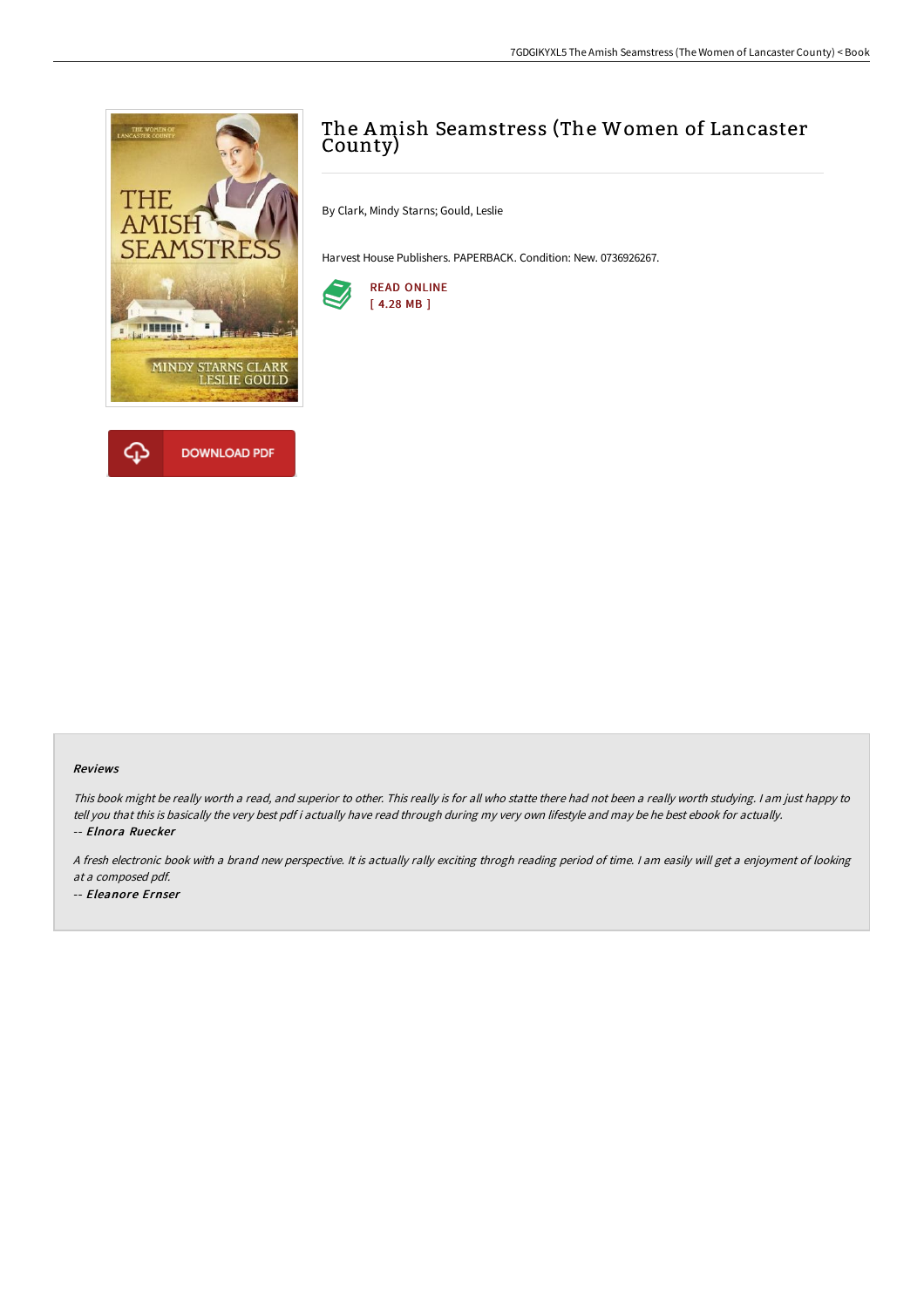# The Amish Seamstress (The Women of Lancaster County)

By Clark, Mindy Starns; Gould, Leslie

Harvest House Publishers. PAPERBACK. Condition: New. 0736926267.

READ ONLINE
[ 4.28 MB ]

DOWNLOAD PDF

### Reviews

*This book might be really worth a read, and superior to other. This really is for all who statte there had not been a really worth studying. I am just happy to tell you that this is basically the very best pdf i actually have read through during my very own lifestyle and may be he best ebook for actually.*

*-- Elnora Ruecker*

*A fresh electronic book with a brand new perspective. It is actually rally exciting throgh reading period of time. I am easily will get a enjoyment of looking at a composed pdf.*

*-- Eleanore Ernser*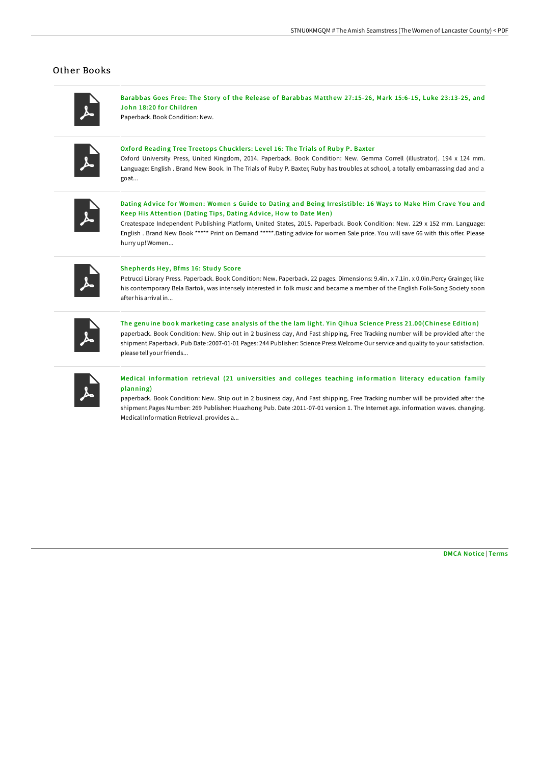## Other Books

**Barabbas Goes Free: The Story of the Release of Barabbas Matthew 27:15-26, Mark 15:6-15, Luke 23:13-25, and John 18:20 for Children**

Paperback. Book Condition: New.

**Oxford Reading Tree Treetops Chucklers: Level 16: The Trials of Ruby P. Baxter**

Oxford University Press, United Kingdom, 2014. Paperback. Book Condition: New. Gemma Correll (illustrator). 194 x 124 mm. Language: English . Brand New Book. In The Trials of Ruby P. Baxter, Ruby has troubles at school, a totally embarrassing dad and a goat...

**Dating Advice for Women: Women s Guide to Dating and Being Irresistible: 16 Ways to Make Him Crave You and Keep His Attention (Dating Tips, Dating Advice, How to Date Men)**

Createspace Independent Publishing Platform, United States, 2015. Paperback. Book Condition: New. 229 x 152 mm. Language: English . Brand New Book ***** Print on Demand *****.Dating advice for women Sale price. You will save 66 with this offer. Please hurry up! Women...

**Shepherds Hey, Bfms 16: Study Score**

Petrucci Library Press. Paperback. Book Condition: New. Paperback. 22 pages. Dimensions: 9.4in. x 7.1in. x 0.0in.Percy Grainger, like his contemporary Bela Bartok, was intensely interested in folk music and became a member of the English Folk-Song Society soon after his arrival in...

**The genuine book marketing case analysis of the the lam light. Yin Qihua Science Press 21.00(Chinese Edition)**

paperback. Book Condition: New. Ship out in 2 business day, And Fast shipping, Free Tracking number will be provided after the shipment.Paperback. Pub Date :2007-01-01 Pages: 244 Publisher: Science Press Welcome Our service and quality to your satisfaction. please tell your friends...

**Medical information retrieval (21 universities and colleges teaching information literacy education family planning)**

paperback. Book Condition: New. Ship out in 2 business day, And Fast shipping, Free Tracking number will be provided after the shipment.Pages Number: 269 Publisher: Huazhong Pub. Date :2011-07-01 version 1. The Internet age. information waves. changing. Medical Information Retrieval. provides a...